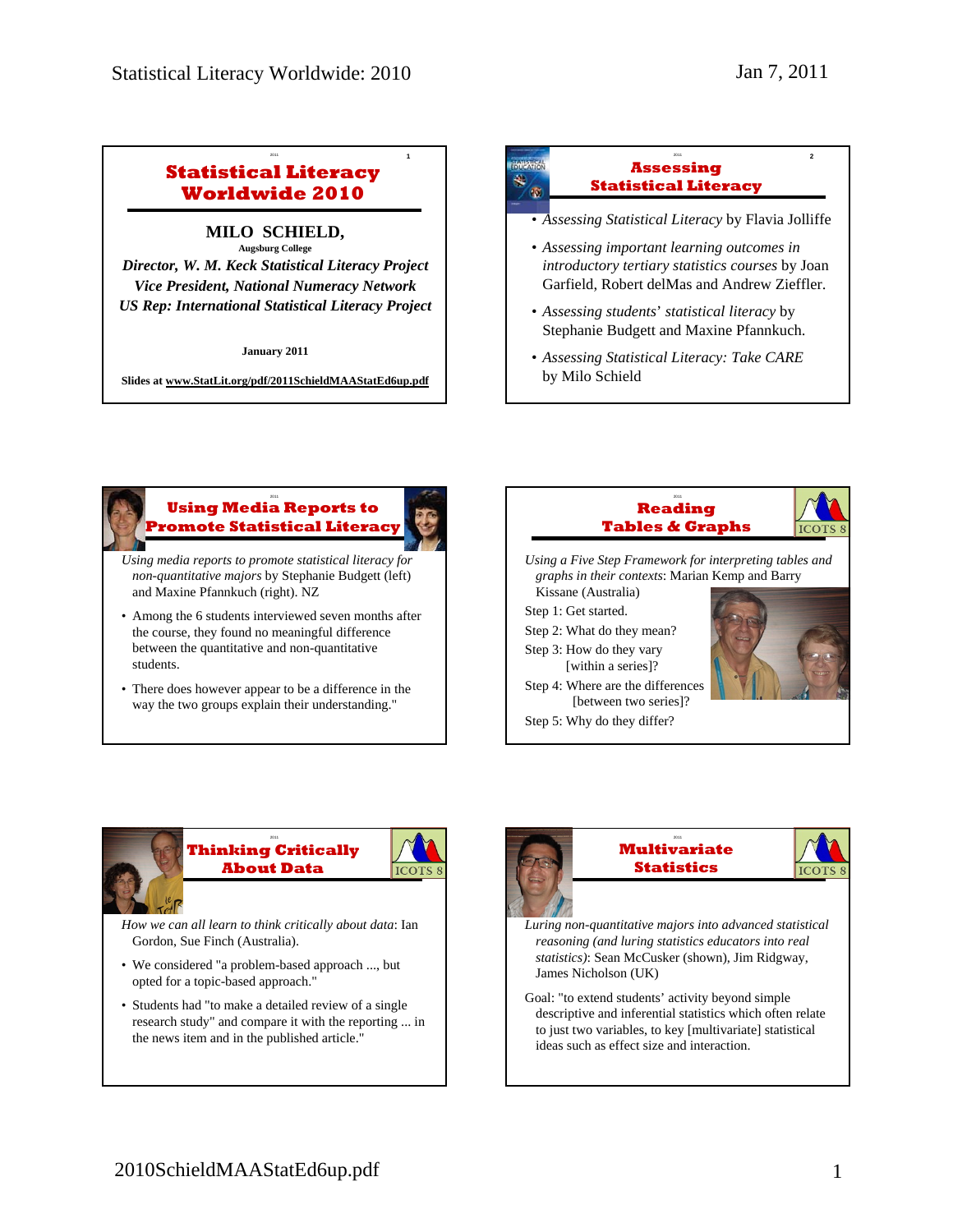## Statistical Literacy Worldwide 2010

**MILO SCHIELD,**
**Augsburg College**
***Director, W. M. Keck Statistical Literacy Project***
***Vice President, National Numeracy Network***
***US Rep: International Statistical Literacy Project***

**January 2011**

**Slides at www.StatLit.org/pdf/2011SchieldMAAStatEd6up.pdf**

## Assessing Statistical Literacy

- *Assessing Statistical Literacy* by Flavia Jolliffe
- *Assessing important learning outcomes in introductory tertiary statistics courses* by Joan Garfield, Robert delMas and Andrew Zieffler.
- *Assessing students' statistical literacy* by Stephanie Budgett and Maxine Pfannkuch.
- *Assessing Statistical Literacy: Take CARE* by Milo Schield

## Using Media Reports to Promote Statistical Literacy

*Using media reports to promote statistical literacy for non-quantitative majors* by Stephanie Budgett (left) and Maxine Pfannkuch (right). NZ

- Among the 6 students interviewed seven months after the course, they found no meaningful difference between the quantitative and non-quantitative students.
- There does however appear to be a difference in the way the two groups explain their understanding."

## Reading Tables & Graphs

*Using a Five Step Framework for interpreting tables and graphs in their contexts*: Marian Kemp and Barry Kissane (Australia)

Step 1: Get started.
Step 2: What do they mean?
Step 3: How do they vary [within a series]?
Step 4: Where are the differences [between two series]?
Step 5: Why do they differ?

## Thinking Critically About Data

*How we can all learn to think critically about data*: Ian Gordon, Sue Finch (Australia).

- We considered "a problem-based approach ..., but opted for a topic-based approach."
- Students had "to make a detailed review of a single research study" and compare it with the reporting ... in the news item and in the published article."

## Multivariate Statistics

*Luring non-quantitative majors into advanced statistical reasoning (and luring statistics educators into real statistics)*: Sean McCusker (shown), Jim Ridgway, James Nicholson (UK)

Goal: "to extend students' activity beyond simple descriptive and inferential statistics which often relate to just two variables, to key [multivariate] statistical ideas such as effect size and interaction.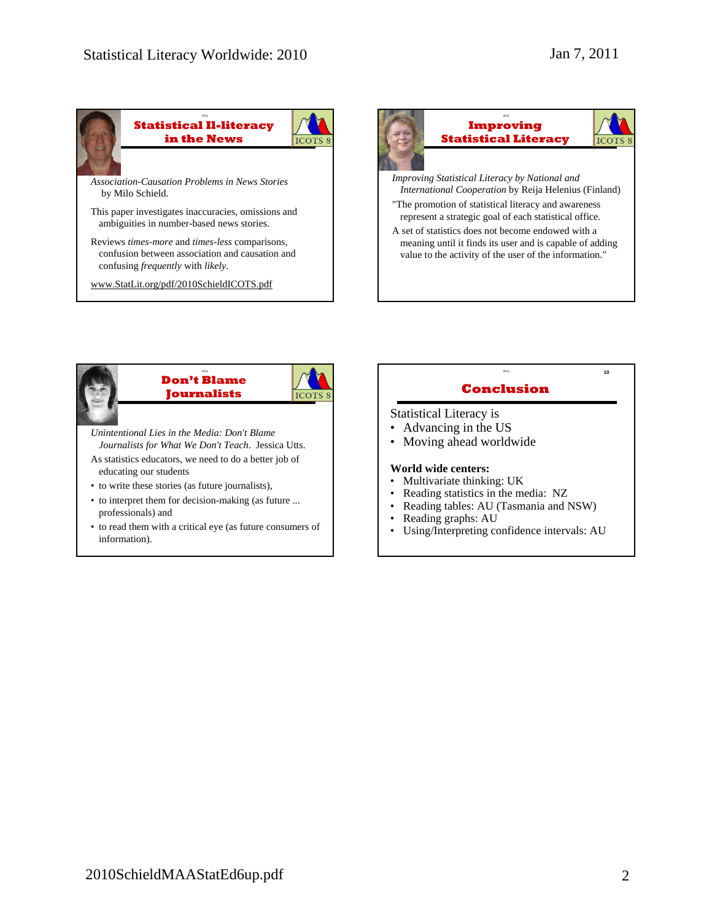## Statistical Il-literacy in the News

*Association-Causation Problems in News Stories* by Milo Schield.

This paper investigates inaccuracies, omissions and ambiguities in number-based news stories.

Reviews *times-more* and *times-less* comparisons, confusion between association and causation and confusing *frequently* with *likely*.

www.StatLit.org/pdf/2010SchieldICOTS.pdf

## Improving Statistical Literacy

*Improving Statistical Literacy by National and International Cooperation* by Reija Helenius (Finland)

"The promotion of statistical literacy and awareness represent a strategic goal of each statistical office.

A set of statistics does not become endowed with a meaning until it finds its user and is capable of adding value to the activity of the user of the information."

## Don't Blame Journalists

*Unintentional Lies in the Media: Don't Blame Journalists for What We Don't Teach*. Jessica Utts.

As statistics educators, we need to do a better job of educating our students

- to write these stories (as future journalists),
- to interpret them for decision-making (as future ... professionals) and
- to read them with a critical eye (as future consumers of information).

## Conclusion

Statistical Literacy is

- Advancing in the US
- Moving ahead worldwide

**World wide centers:**

- Multivariate thinking: UK
- Reading statistics in the media: NZ
- Reading tables: AU (Tasmania and NSW)
- Reading graphs: AU
- Using/Interpreting confidence intervals: AU